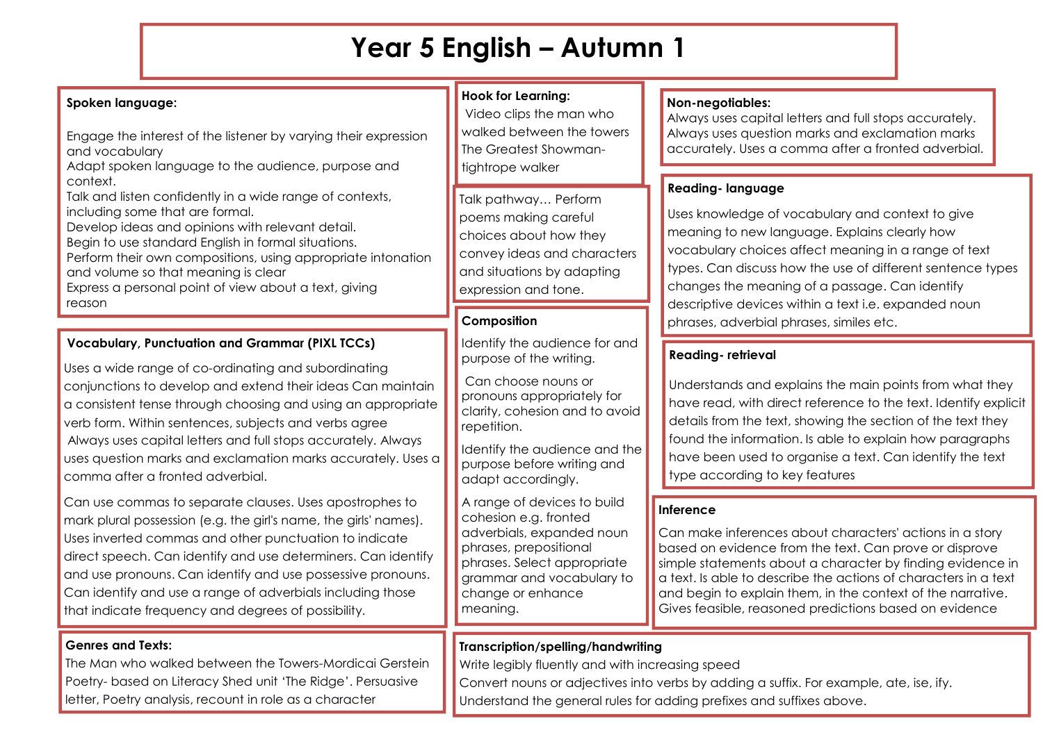# Year 5 English – Autumn 1

## Spoken language:

Engage the interest of the listener by varying their expression and vocabulary
Adapt spoken language to the audience, purpose and context.
Talk and listen confidently in a wide range of contexts, including some that are formal.
Develop ideas and opinions with relevant detail.
Begin to use standard English in formal situations.
Perform their own compositions, using appropriate intonation and volume so that meaning is clear
Express a personal point of view about a text, giving reason

## Vocabulary, Punctuation and Grammar (PIXL TCCs)

Uses a wide range of co-ordinating and subordinating conjunctions to develop and extend their ideas Can maintain a consistent tense through choosing and using an appropriate verb form. Within sentences, subjects and verbs agree
Always uses capital letters and full stops accurately. Always uses question marks and exclamation marks accurately. Uses a comma after a fronted adverbial.

Can use commas to separate clauses. Uses apostrophes to mark plural possession (e.g. the girl's name, the girls' names). Uses inverted commas and other punctuation to indicate direct speech. Can identify and use determiners. Can identify and use pronouns. Can identify and use possessive pronouns. Can identify and use a range of adverbials including those that indicate frequency and degrees of possibility.

## Genres and Texts:

The Man who walked between the Towers-Mordicai Gerstein
Poetry- based on Literacy Shed unit 'The Ridge'. Persuasive letter, Poetry analysis, recount in role as a character

## Hook for Learning:

Video clips the man who walked between the towers
The Greatest Showman-tightrope walker

Talk pathway… Perform poems making careful choices about how they convey ideas and characters and situations by adapting expression and tone.

## Composition

Identify the audience for and purpose of the writing.

Can choose nouns or pronouns appropriately for clarity, cohesion and to avoid repetition.

Identify the audience and the purpose before writing and adapt accordingly.

A range of devices to build cohesion e.g. fronted adverbials, expanded noun phrases, prepositional phrases. Select appropriate grammar and vocabulary to change or enhance meaning.

## Non-negotiables:

Always uses capital letters and full stops accurately. Always uses question marks and exclamation marks accurately. Uses a comma after a fronted adverbial.

## Reading- language

Uses knowledge of vocabulary and context to give meaning to new language. Explains clearly how vocabulary choices affect meaning in a range of text types. Can discuss how the use of different sentence types changes the meaning of a passage. Can identify descriptive devices within a text i.e. expanded noun phrases, adverbial phrases, similes etc.

## Reading- retrieval

Understands and explains the main points from what they have read, with direct reference to the text. Identify explicit details from the text, showing the section of the text they found the information. Is able to explain how paragraphs have been used to organise a text. Can identify the text type according to key features

## Inference

Can make inferences about characters' actions in a story based on evidence from the text. Can prove or disprove simple statements about a character by finding evidence in a text. Is able to describe the actions of characters in a text and begin to explain them, in the context of the narrative. Gives feasible, reasoned predictions based on evidence

## Transcription/spelling/handwriting

Write legibly fluently and with increasing speed
Convert nouns or adjectives into verbs by adding a suffix. For example, ate, ise, ify.
Understand the general rules for adding prefixes and suffixes above.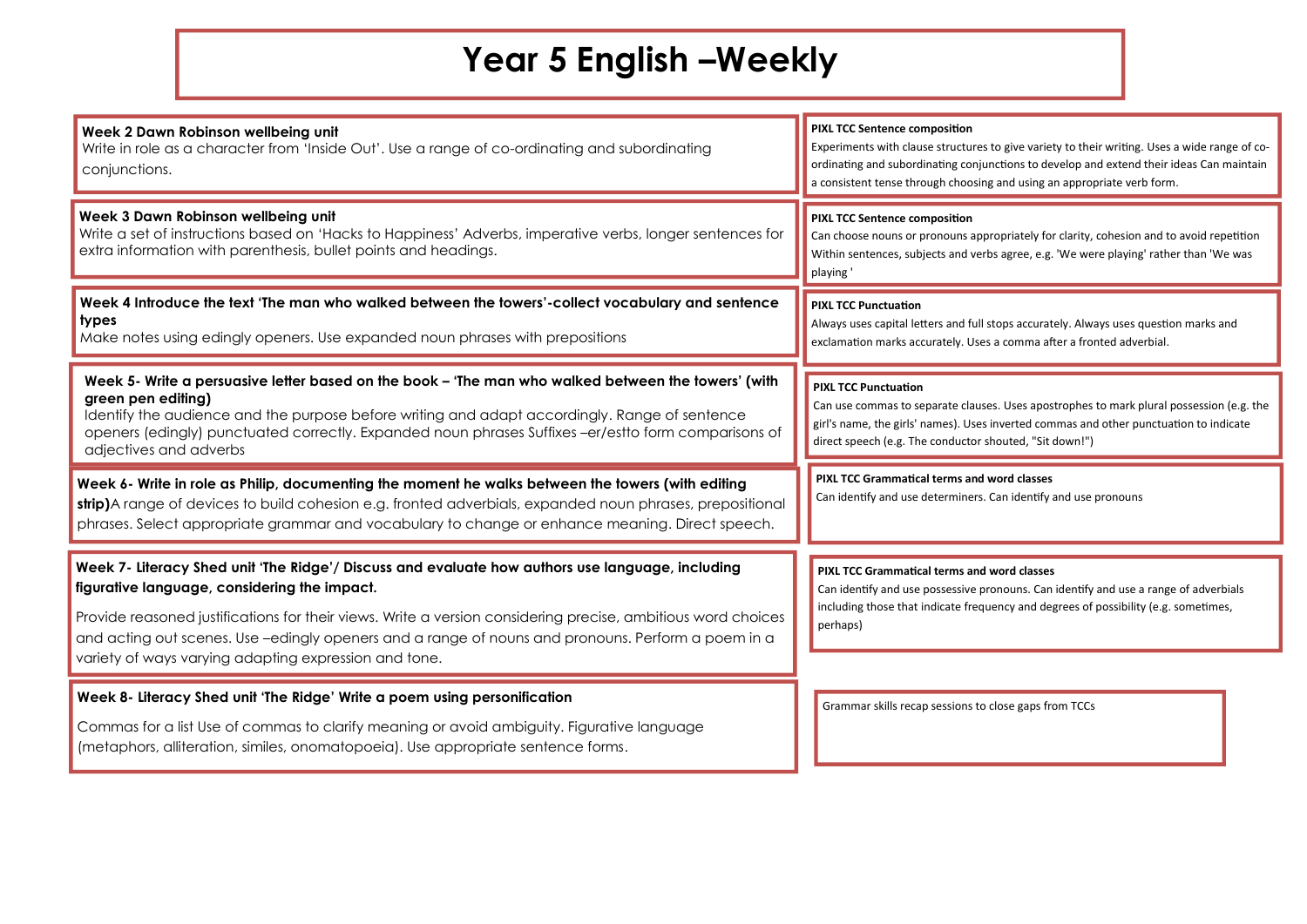# Year 5 English –Weekly

**Week 2 Dawn Robinson wellbeing unit**
Write in role as a character from 'Inside Out'. Use a range of co-ordinating and subordinating conjunctions.

**PIXL TCC Sentence composition**
Experiments with clause structures to give variety to their writing. Uses a wide range of co-ordinating and subordinating conjunctions to develop and extend their ideas Can maintain a consistent tense through choosing and using an appropriate verb form.

**Week 3 Dawn Robinson wellbeing unit**
Write a set of instructions based on 'Hacks to Happiness' Adverbs, imperative verbs, longer sentences for extra information with parenthesis, bullet points and headings.

**PIXL TCC Sentence composition**
Can choose nouns or pronouns appropriately for clarity, cohesion and to avoid repetition Within sentences, subjects and verbs agree, e.g. 'We were playing' rather than 'We was playing '

**Week 4 Introduce the text 'The man who walked between the towers'-collect vocabulary and sentence types**
Make notes using edingly openers. Use expanded noun phrases with prepositions

**PIXL TCC Punctuation**
Always uses capital letters and full stops accurately. Always uses question marks and exclamation marks accurately. Uses a comma after a fronted adverbial.

**Week 5- Write a persuasive letter based on the book – 'The man who walked between the towers' (with green pen editing)**
Identify the audience and the purpose before writing and adapt accordingly. Range of sentence openers (edingly) punctuated correctly. Expanded noun phrases Suffixes –er/estto form comparisons of adjectives and adverbs

**PIXL TCC Punctuation**
Can use commas to separate clauses. Uses apostrophes to mark plural possession (e.g. the girl's name, the girls' names). Uses inverted commas and other punctuation to indicate direct speech (e.g. The conductor shouted, "Sit down!")

**Week 6- Write in role as Philip, documenting the moment he walks between the towers (with editing strip)**A range of devices to build cohesion e.g. fronted adverbials, expanded noun phrases, prepositional phrases. Select appropriate grammar and vocabulary to change or enhance meaning. Direct speech.

**PIXL TCC Grammatical terms and word classes**
Can identify and use determiners. Can identify and use pronouns

**Week 7- Literacy Shed unit 'The Ridge'/ Discuss and evaluate how authors use language, including figurative language, considering the impact.**

Provide reasoned justifications for their views. Write a version considering precise, ambitious word choices and acting out scenes. Use –edingly openers and a range of nouns and pronouns. Perform a poem in a variety of ways varying adapting expression and tone.

**PIXL TCC Grammatical terms and word classes**
Can identify and use possessive pronouns. Can identify and use a range of adverbials including those that indicate frequency and degrees of possibility (e.g. sometimes, perhaps)

**Week 8- Literacy Shed unit 'The Ridge' Write a poem using personification**

Commas for a list Use of commas to clarify meaning or avoid ambiguity. Figurative language (metaphors, alliteration, similes, onomatopoeia). Use appropriate sentence forms.

Grammar skills recap sessions to close gaps from TCCs